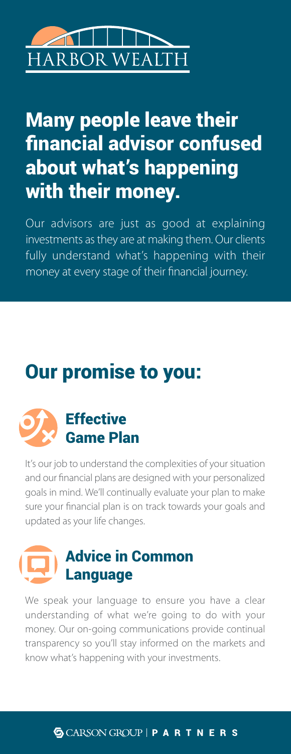HARBOR WEALTH

# Many people leave their financial advisor confused about what's happening with their money.

Our advisors are just as good at explaining investments as they are at making them. Our clients fully understand what's happening with their money at every stage of their financial journey.

## Our promise to you:

### Effective Game Plan

It's our job to understand the complexities of your situation and our financial plans are designed with your personalized goals in mind. We'll continually evaluate your plan to make sure your financial plan is on track towards your goals and updated as your life changes.

### Advice in Common Language

We speak your language to ensure you have a clear understanding of what we're going to do with your money. Our on-going communications provide continual transparency so you'll stay informed on the markets and know what's happening with your investments.

CARSON GROUP | PARTNERS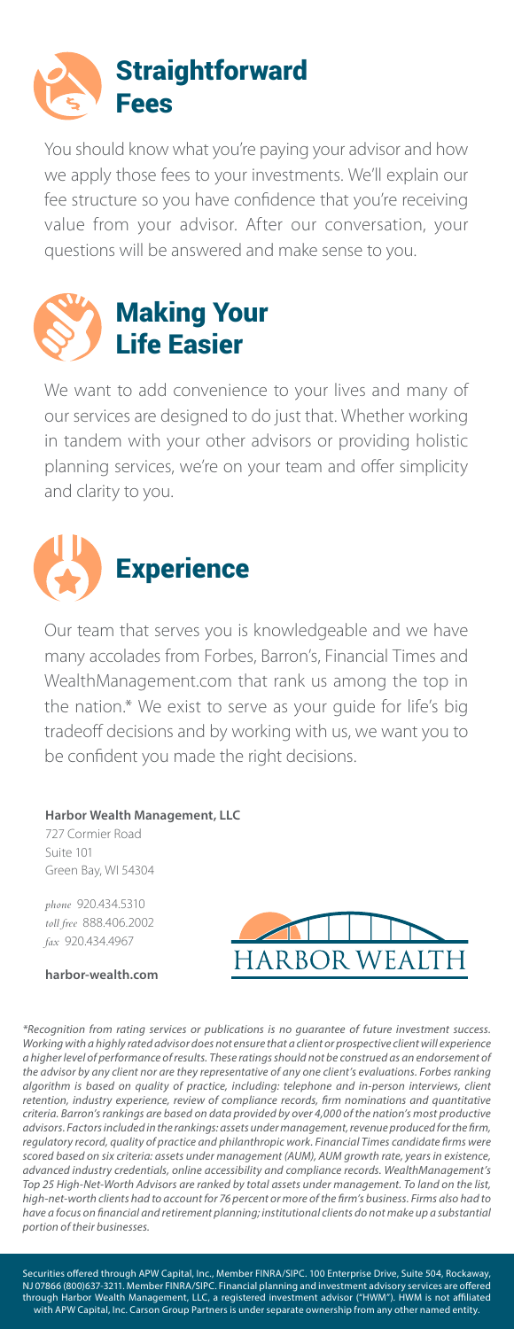## Straightforward Fees

You should know what you're paying your advisor and how we apply those fees to your investments. We'll explain our fee structure so you have confidence that you're receiving value from your advisor. After our conversation, your questions will be answered and make sense to you.

## Making Your Life Easier

We want to add convenience to your lives and many of our services are designed to do just that. Whether working in tandem with your other advisors or providing holistic planning services, we're on your team and offer simplicity and clarity to you.

## Experience

Our team that serves you is knowledgeable and we have many accolades from Forbes, Barron's, Financial Times and WealthManagement.com that rank us among the top in the nation.* We exist to serve as your guide for life's big tradeoff decisions and by working with us, we want you to be confident you made the right decisions.

**Harbor Wealth Management, LLC**
727 Cormier Road
Suite 101
Green Bay, WI 54304

*phone* 920.434.5310
*toll free* 888.406.2002
*fax* 920.434.4967

**harbor-wealth.com**

HARBOR WEALTH

*\*Recognition from rating services or publications is no guarantee of future investment success. Working with a highly rated advisor does not ensure that a client or prospective client will experience a higher level of performance of results. These ratings should not be construed as an endorsement of the advisor by any client nor are they representative of any one client's evaluations. Forbes ranking algorithm is based on quality of practice, including: telephone and in-person interviews, client retention, industry experience, review of compliance records, firm nominations and quantitative criteria. Barron's rankings are based on data provided by over 4,000 of the nation's most productive advisors. Factors included in the rankings: assets under management, revenue produced for the firm, regulatory record, quality of practice and philanthropic work. Financial Times candidate firms were scored based on six criteria: assets under management (AUM), AUM growth rate, years in existence, advanced industry credentials, online accessibility and compliance records. WealthManagement's Top 25 High-Net-Worth Advisors are ranked by total assets under management. To land on the list, high-net-worth clients had to account for 76 percent or more of the firm's business. Firms also had to have a focus on financial and retirement planning; institutional clients do not make up a substantial portion of their businesses.*

Securities offered through APW Capital, Inc., Member FINRA/SIPC. 100 Enterprise Drive, Suite 504, Rockaway, NJ 07866 (800)637-3211. Member FINRA/SIPC. Financial planning and investment advisory services are offered through Harbor Wealth Management, LLC, a registered investment advisor ("HWM"). HWM is not affiliated with APW Capital, Inc. Carson Group Partners is under separate ownership from any other named entity.